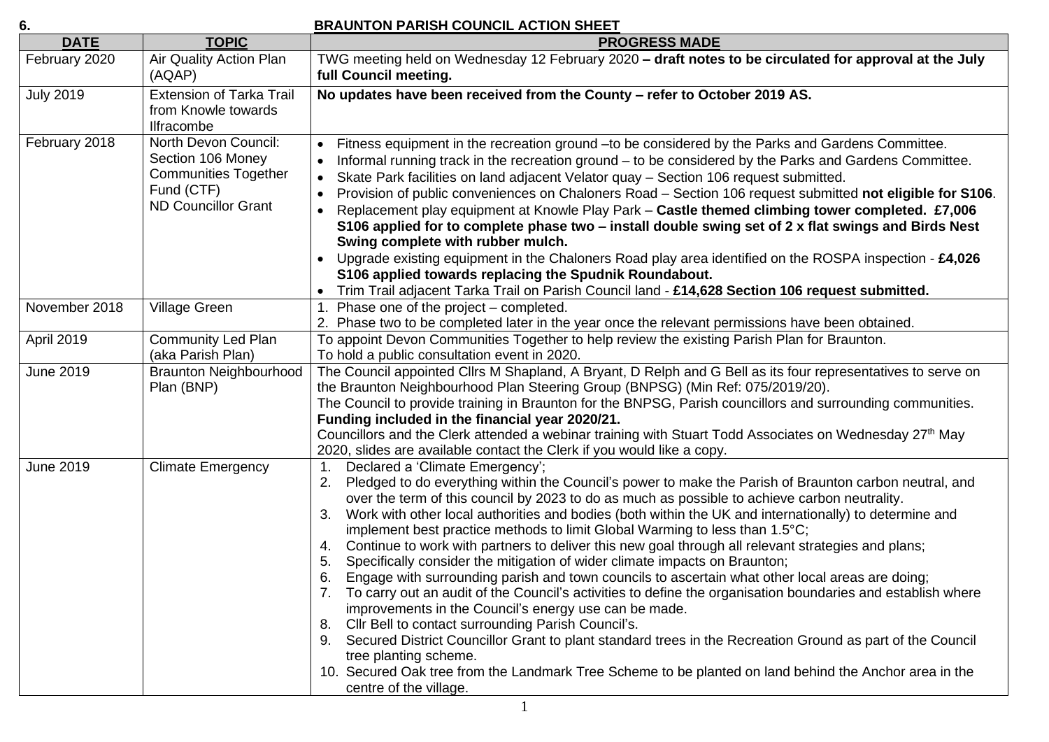6. **BRAUNTON PARISH COUNCIL ACTION SHEET**

| DATE | TOPIC | PROGRESS MADE |
|---|---|---|
| February 2020 | Air Quality Action Plan (AQAP) | TWG meeting held on Wednesday 12 February 2020 **– draft notes to be circulated for approval at the July full Council meeting.** |
| July 2019 | Extension of Tarka Trail from Knowle towards Ilfracombe | **No updates have been received from the County – refer to October 2019 AS.** |
| February 2018 | North Devon Council: Section 106 Money Communities Together Fund (CTF) ND Councillor Grant | • Fitness equipment in the recreation ground –to be considered by the Parks and Gardens Committee.<br>• Informal running track in the recreation ground – to be considered by the Parks and Gardens Committee.<br>• Skate Park facilities on land adjacent Velator quay – Section 106 request submitted.<br>• Provision of public conveniences on Chaloners Road – Section 106 request submitted **not eligible for S106**.<br>• Replacement play equipment at Knowle Play Park – **Castle themed climbing tower completed. £7,006 S106 applied for to complete phase two – install double swing set of 2 x flat swings and Birds Nest Swing complete with rubber mulch.**<br>• Upgrade existing equipment in the Chaloners Road play area identified on the ROSPA inspection - **£4,026 S106 applied towards replacing the Spudnik Roundabout.**<br>• Trim Trail adjacent Tarka Trail on Parish Council land - **£14,628 Section 106 request submitted.** |
| November 2018 | Village Green | 1. Phase one of the project – completed.<br>2. Phase two to be completed later in the year once the relevant permissions have been obtained. |
| April 2019 | Community Led Plan (aka Parish Plan) | To appoint Devon Communities Together to help review the existing Parish Plan for Braunton.<br>To hold a public consultation event in 2020. |
| June 2019 | Braunton Neighbourhood Plan (BNP) | The Council appointed Cllrs M Shapland, A Bryant, D Relph and G Bell as its four representatives to serve on the Braunton Neighbourhood Plan Steering Group (BNPSG) (Min Ref: 075/2019/20).<br>The Council to provide training in Braunton for the BNPSG, Parish councillors and surrounding communities. **Funding included in the financial year 2020/21.**<br>Councillors and the Clerk attended a webinar training with Stuart Todd Associates on Wednesday 27th May 2020, slides are available contact the Clerk if you would like a copy. |
| June 2019 | Climate Emergency | 1. Declared a 'Climate Emergency';<br>2. Pledged to do everything within the Council's power to make the Parish of Braunton carbon neutral, and over the term of this council by 2023 to do as much as possible to achieve carbon neutrality.<br>3. Work with other local authorities and bodies (both within the UK and internationally) to determine and implement best practice methods to limit Global Warming to less than 1.5°C;<br>4. Continue to work with partners to deliver this new goal through all relevant strategies and plans;<br>5. Specifically consider the mitigation of wider climate impacts on Braunton;<br>6. Engage with surrounding parish and town councils to ascertain what other local areas are doing;<br>7. To carry out an audit of the Council's activities to define the organisation boundaries and establish where improvements in the Council's energy use can be made.<br>8. Cllr Bell to contact surrounding Parish Council's.<br>9. Secured District Councillor Grant to plant standard trees in the Recreation Ground as part of the Council tree planting scheme.<br>10. Secured Oak tree from the Landmark Tree Scheme to be planted on land behind the Anchor area in the centre of the village. |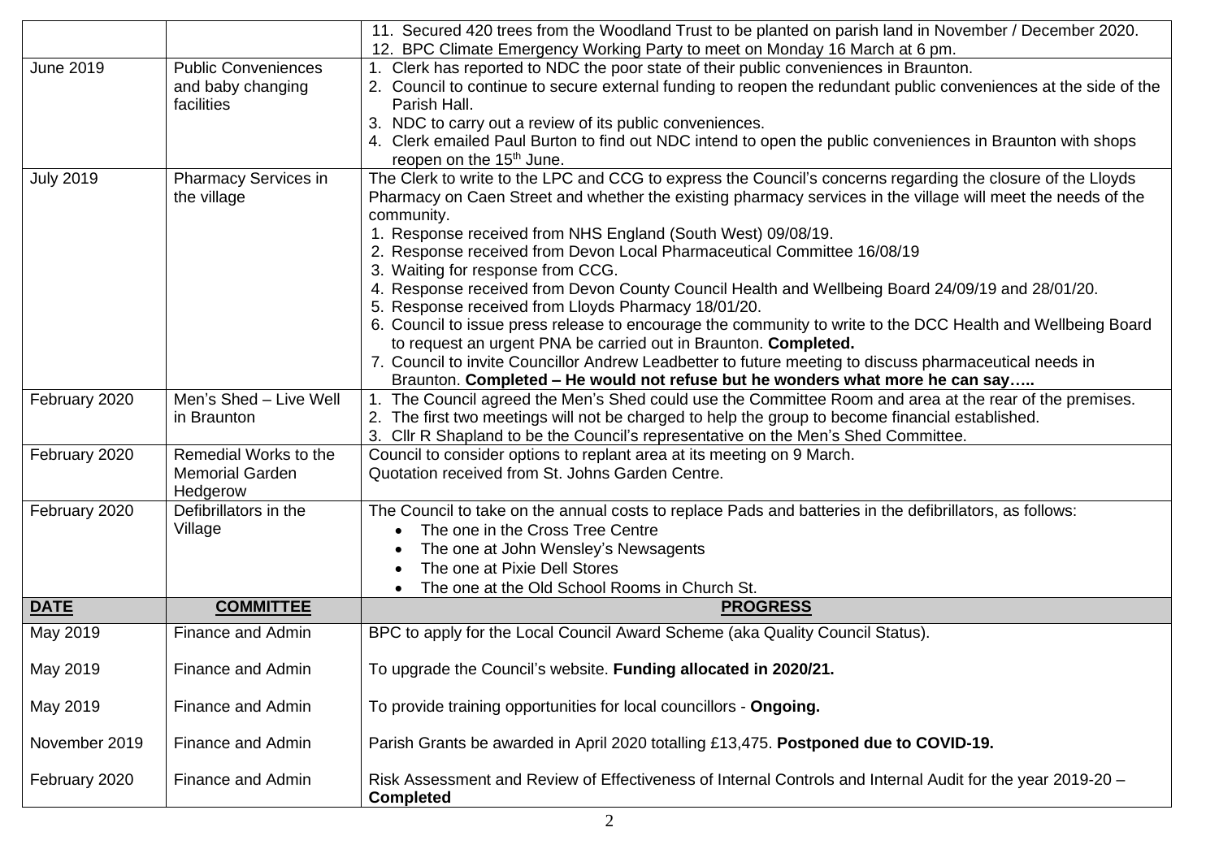| | | |
|---|---|---|
| | | 11. Secured 420 trees from the Woodland Trust to be planted on parish land in November / December 2020.<br>12. BPC Climate Emergency Working Party to meet on Monday 16 March at 6 pm. |
| June 2019 | Public Conveniences and baby changing facilities | 1. Clerk has reported to NDC the poor state of their public conveniences in Braunton.<br>2. Council to continue to secure external funding to reopen the redundant public conveniences at the side of the Parish Hall.<br>3. NDC to carry out a review of its public conveniences.<br>4. Clerk emailed Paul Burton to find out NDC intend to open the public conveniences in Braunton with shops reopen on the 15th June. |
| July 2019 | Pharmacy Services in the village | The Clerk to write to the LPC and CCG to express the Council's concerns regarding the closure of the Lloyds Pharmacy on Caen Street and whether the existing pharmacy services in the village will meet the needs of the community.<br>1. Response received from NHS England (South West) 09/08/19.<br>2. Response received from Devon Local Pharmaceutical Committee 16/08/19<br>3. Waiting for response from CCG.<br>4. Response received from Devon County Council Health and Wellbeing Board 24/09/19 and 28/01/20.<br>5. Response received from Lloyds Pharmacy 18/01/20.<br>6. Council to issue press release to encourage the community to write to the DCC Health and Wellbeing Board to request an urgent PNA be carried out in Braunton. **Completed.**<br>7. Council to invite Councillor Andrew Leadbetter to future meeting to discuss pharmaceutical needs in Braunton. **Completed – He would not refuse but he wonders what more he can say…..** |
| February 2020 | Men's Shed – Live Well in Braunton | 1. The Council agreed the Men's Shed could use the Committee Room and area at the rear of the premises.<br>2. The first two meetings will not be charged to help the group to become financial established.<br>3. Cllr R Shapland to be the Council's representative on the Men's Shed Committee. |
| February 2020 | Remedial Works to the Memorial Garden Hedgerow | Council to consider options to replant area at its meeting on 9 March.<br>Quotation received from St. Johns Garden Centre. |
| February 2020 | Defibrillators in the Village | The Council to take on the annual costs to replace Pads and batteries in the defibrillators, as follows:<br>• The one in the Cross Tree Centre<br>• The one at John Wensley's Newsagents<br>• The one at Pixie Dell Stores<br>• The one at the Old School Rooms in Church St. |
| **DATE** | **COMMITTEE** | **PROGRESS** |
| May 2019 | Finance and Admin | BPC to apply for the Local Council Award Scheme (aka Quality Council Status). |
| May 2019 | Finance and Admin | To upgrade the Council's website. **Funding allocated in 2020/21.** |
| May 2019 | Finance and Admin | To provide training opportunities for local councillors - **Ongoing.** |
| November 2019 | Finance and Admin | Parish Grants be awarded in April 2020 totalling £13,475. **Postponed due to COVID-19.** |
| February 2020 | Finance and Admin | Risk Assessment and Review of Effectiveness of Internal Controls and Internal Audit for the year 2019-20 – **Completed** |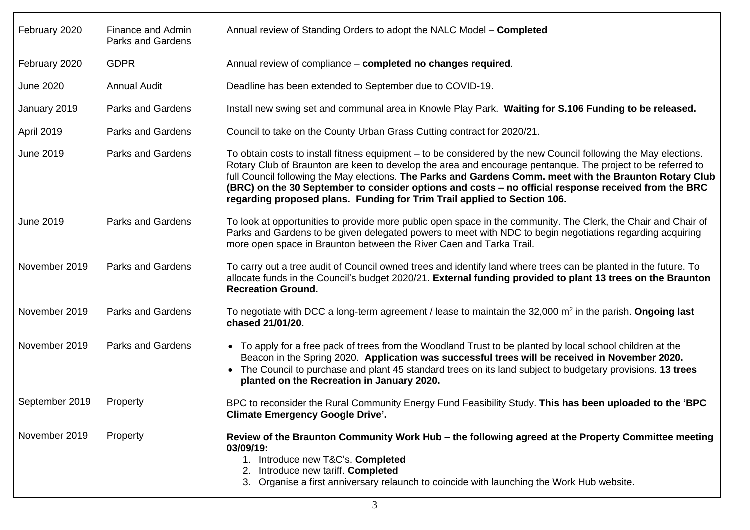| | | |
|---|---|---|
| February 2020 | Finance and Admin Parks and Gardens | Annual review of Standing Orders to adopt the NALC Model – **Completed** |
| February 2020 | GDPR | Annual review of compliance – **completed no changes required**. |
| June 2020 | Annual Audit | Deadline has been extended to September due to COVID-19. |
| January 2019 | Parks and Gardens | Install new swing set and communal area in Knowle Play Park. **Waiting for S.106 Funding to be released.** |
| April 2019 | Parks and Gardens | Council to take on the County Urban Grass Cutting contract for 2020/21. |
| June 2019 | Parks and Gardens | To obtain costs to install fitness equipment – to be considered by the new Council following the May elections. Rotary Club of Braunton are keen to develop the area and encourage pentanque. The project to be referred to full Council following the May elections. **The Parks and Gardens Comm. meet with the Braunton Rotary Club (BRC) on the 30 September to consider options and costs – no official response received from the BRC regarding proposed plans. Funding for Trim Trail applied to Section 106.** |
| June 2019 | Parks and Gardens | To look at opportunities to provide more public open space in the community. The Clerk, the Chair and Chair of Parks and Gardens to be given delegated powers to meet with NDC to begin negotiations regarding acquiring more open space in Braunton between the River Caen and Tarka Trail. |
| November 2019 | Parks and Gardens | To carry out a tree audit of Council owned trees and identify land where trees can be planted in the future. To allocate funds in the Council's budget 2020/21. **External funding provided to plant 13 trees on the Braunton Recreation Ground.** |
| November 2019 | Parks and Gardens | To negotiate with DCC a long-term agreement / lease to maintain the 32,000 m$^2$ in the parish. **Ongoing last chased 21/01/20.** |
| November 2019 | Parks and Gardens | • To apply for a free pack of trees from the Woodland Trust to be planted by local school children at the Beacon in the Spring 2020. **Application was successful trees will be received in November 2020.**<br>• The Council to purchase and plant 45 standard trees on its land subject to budgetary provisions. **13 trees planted on the Recreation in January 2020.** |
| September 2019 | Property | BPC to reconsider the Rural Community Energy Fund Feasibility Study. **This has been uploaded to the 'BPC Climate Emergency Google Drive'.** |
| November 2019 | Property | **Review of the Braunton Community Work Hub – the following agreed at the Property Committee meeting 03/09/19:**<br>1. Introduce new T&C's. **Completed**<br>2. Introduce new tariff. **Completed**<br>3. Organise a first anniversary relaunch to coincide with launching the Work Hub website. |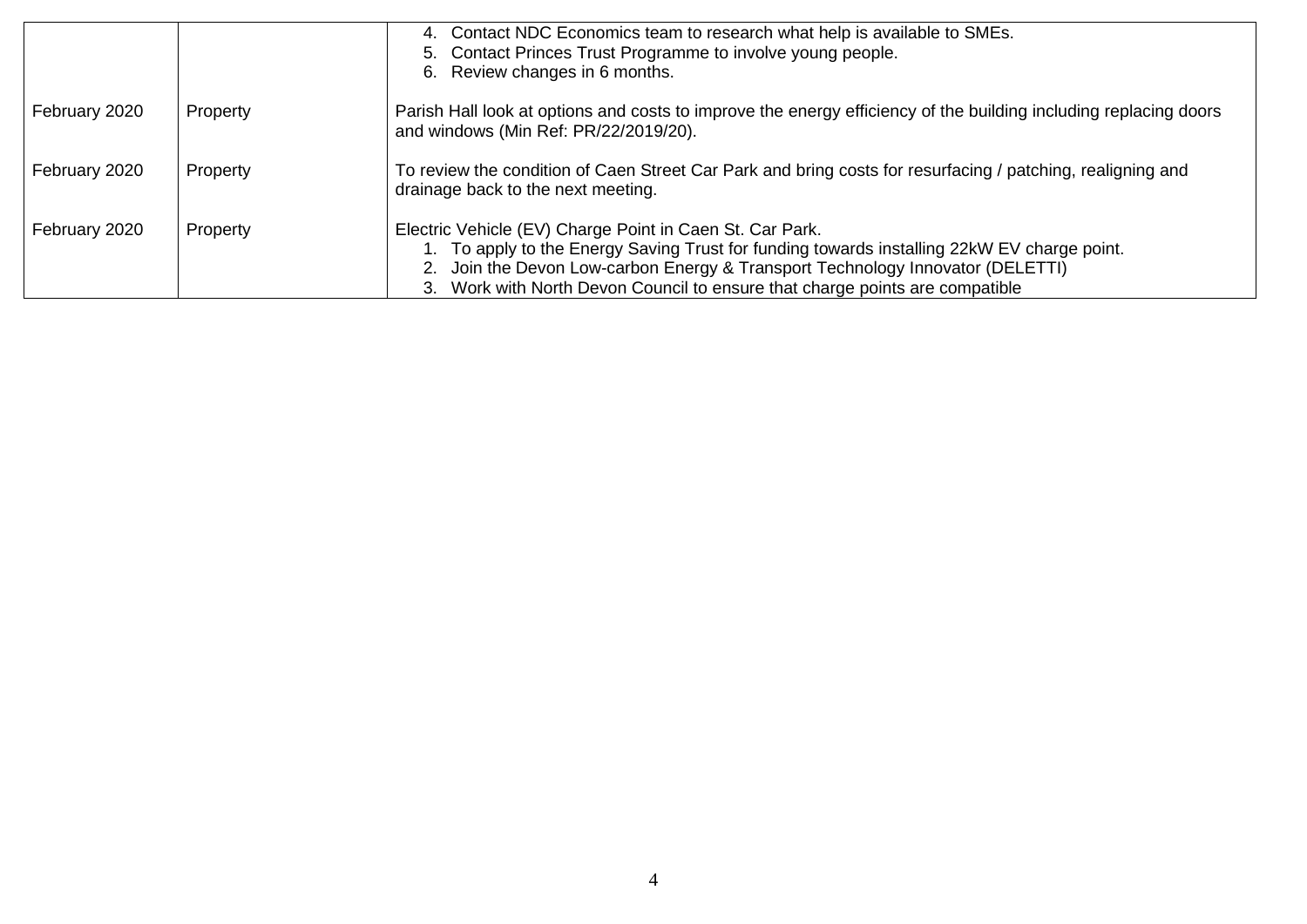| | | |
|---|---|---|
| | | 4. Contact NDC Economics team to research what help is available to SMEs.<br>5. Contact Princes Trust Programme to involve young people.<br>6. Review changes in 6 months. |
| February 2020 | Property | Parish Hall look at options and costs to improve the energy efficiency of the building including replacing doors and windows (Min Ref: PR/22/2019/20). |
| February 2020 | Property | To review the condition of Caen Street Car Park and bring costs for resurfacing / patching, realigning and drainage back to the next meeting. |
| February 2020 | Property | Electric Vehicle (EV) Charge Point in Caen St. Car Park.<br>1. To apply to the Energy Saving Trust for funding towards installing 22kW EV charge point.<br>2. Join the Devon Low-carbon Energy & Transport Technology Innovator (DELETTI)<br>3. Work with North Devon Council to ensure that charge points are compatible |